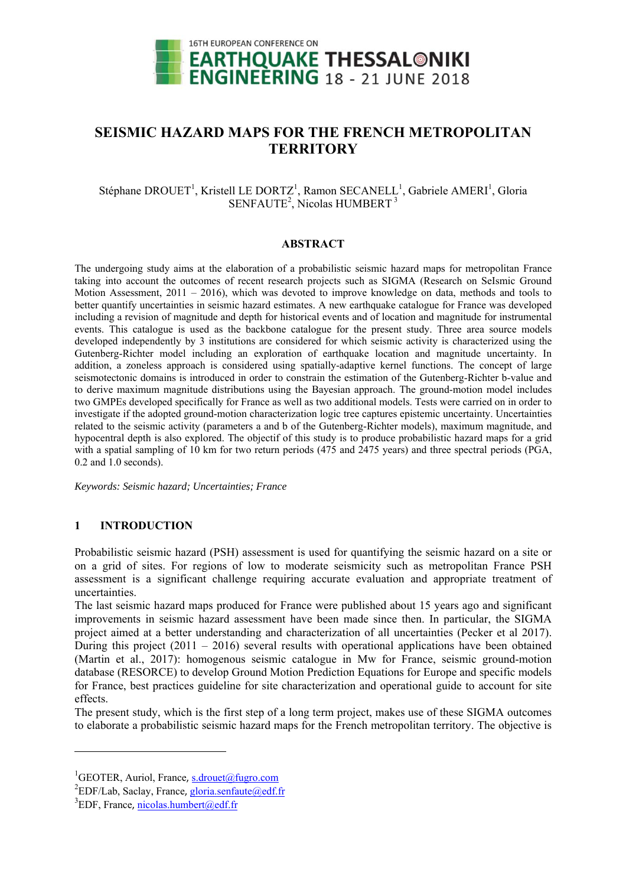# SEISMIC HAZARD MAPS FOR THE FRENCH METROPOLITAN TERRITORY

Stéphane DROUET[1], Kristell LE DORTZ[1], Ramon SECANELL[1], Gabriele AMERI[1], Gloria SENFAUTE[2], Nicolas HUMBERT[3]

## ABSTRACT

The undergoing study aims at the elaboration of a probabilistic seismic hazard maps for metropolitan France taking into account the outcomes of recent research projects such as SIGMA (Research on SeIsmic Ground Motion Assessment, 2011 – 2016), which was devoted to improve knowledge on data, methods and tools to better quantify uncertainties in seismic hazard estimates. A new earthquake catalogue for France was developed including a revision of magnitude and depth for historical events and of location and magnitude for instrumental events. This catalogue is used as the backbone catalogue for the present study. Three area source models developed independently by 3 institutions are considered for which seismic activity is characterized using the Gutenberg-Richter model including an exploration of earthquake location and magnitude uncertainty. In addition, a zoneless approach is considered using spatially-adaptive kernel functions. The concept of large seismotectonic domains is introduced in order to constrain the estimation of the Gutenberg-Richter b-value and to derive maximum magnitude distributions using the Bayesian approach. The ground-motion model includes two GMPEs developed specifically for France as well as two additional models. Tests were carried on in order to investigate if the adopted ground-motion characterization logic tree captures epistemic uncertainty. Uncertainties related to the seismic activity (parameters a and b of the Gutenberg-Richter models), maximum magnitude, and hypocentral depth is also explored. The objectif of this study is to produce probabilistic hazard maps for a grid with a spatial sampling of 10 km for two return periods (475 and 2475 years) and three spectral periods (PGA, 0.2 and 1.0 seconds).

*Keywords: Seismic hazard; Uncertainties; France*

## 1 INTRODUCTION

Probabilistic seismic hazard (PSH) assessment is used for quantifying the seismic hazard on a site or on a grid of sites. For regions of low to moderate seismicity such as metropolitan France PSH assessment is a significant challenge requiring accurate evaluation and appropriate treatment of uncertainties.

The last seismic hazard maps produced for France were published about 15 years ago and significant improvements in seismic hazard assessment have been made since then. In particular, the SIGMA project aimed at a better understanding and characterization of all uncertainties (Pecker et al 2017). During this project (2011 – 2016) several results with operational applications have been obtained (Martin et al., 2017): homogenous seismic catalogue in Mw for France, seismic ground-motion database (RESORCE) to develop Ground Motion Prediction Equations for Europe and specific models for France, best practices guideline for site characterization and operational guide to account for site effects.

The present study, which is the first step of a long term project, makes use of these SIGMA outcomes to elaborate a probabilistic seismic hazard maps for the French metropolitan territory. The objective is

---

[1]GEOTER, Auriol, France, s.drouet@fugro.com

[2]EDF/Lab, Saclay, France, gloria.senfaute@edf.fr

[3]EDF, France, nicolas.humbert@edf.fr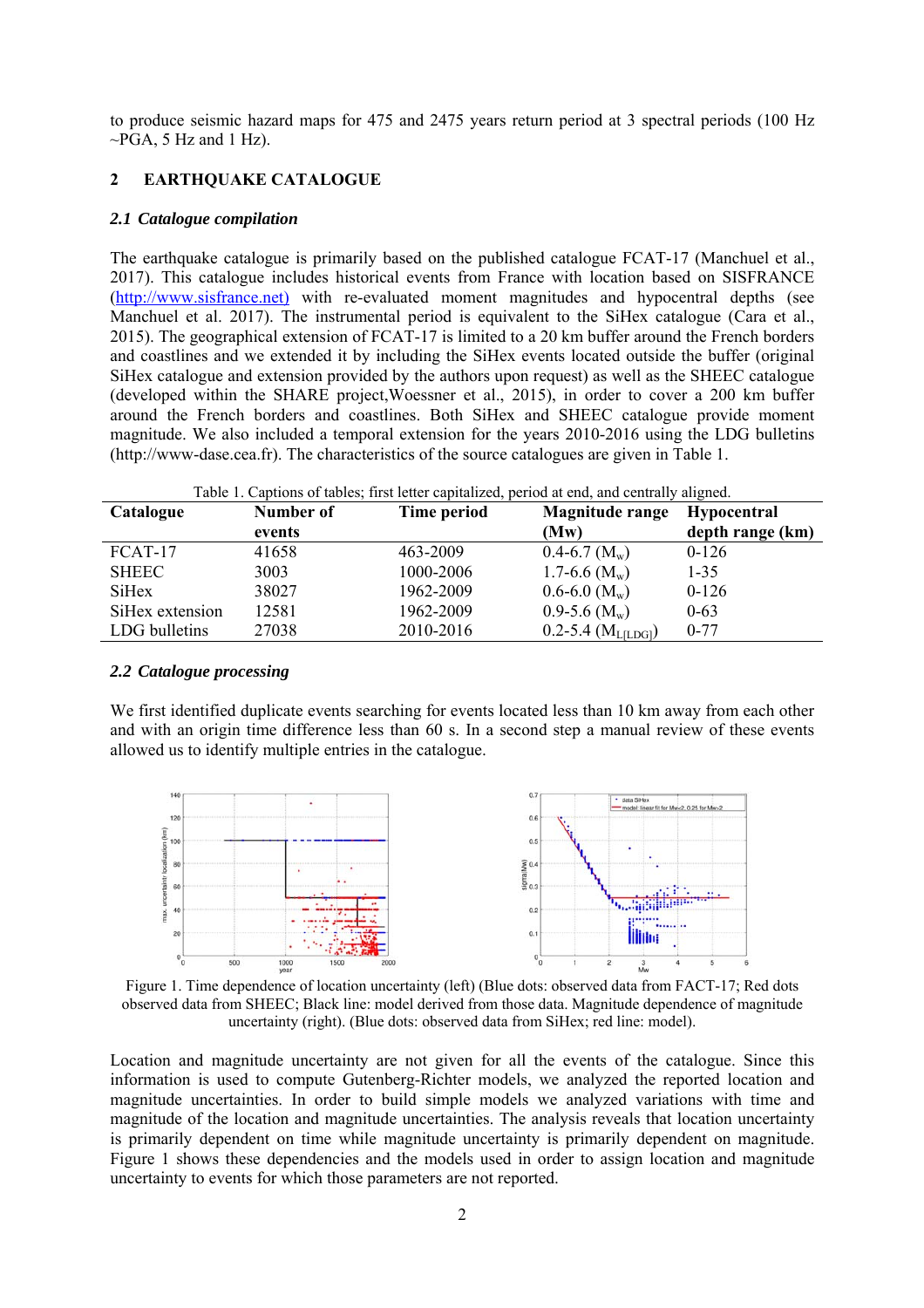to produce seismic hazard maps for 475 and 2475 years return period at 3 spectral periods (100 Hz ~PGA, 5 Hz and 1 Hz).

## 2 EARTHQUAKE CATALOGUE

### *2.1 Catalogue compilation*

The earthquake catalogue is primarily based on the published catalogue FCAT-17 (Manchuel et al., 2017). This catalogue includes historical events from France with location based on SISFRANCE (http://www.sisfrance.net) with re-evaluated moment magnitudes and hypocentral depths (see Manchuel et al. 2017). The instrumental period is equivalent to the SiHex catalogue (Cara et al., 2015). The geographical extension of FCAT-17 is limited to a 20 km buffer around the French borders and coastlines and we extended it by including the SiHex events located outside the buffer (original SiHex catalogue and extension provided by the authors upon request) as well as the SHEEC catalogue (developed within the SHARE project,Woessner et al., 2015), in order to cover a 200 km buffer around the French borders and coastlines. Both SiHex and SHEEC catalogue provide moment magnitude. We also included a temporal extension for the years 2010-2016 using the LDG bulletins (http://www-dase.cea.fr). The characteristics of the source catalogues are given in Table 1.

Table 1. Captions of tables; first letter capitalized, period at end, and centrally aligned.

| Catalogue | Number of events | Time period | Magnitude range (Mw) | Hypocentral depth range (km) |
|---|---|---|---|---|
| FCAT-17 | 41658 | 463-2009 | 0.4-6.7 ($M_w$) | 0-126 |
| SHEEC | 3003 | 1000-2006 | 1.7-6.6 ($M_w$) | 1-35 |
| SiHex | 38027 | 1962-2009 | 0.6-6.0 ($M_w$) | 0-126 |
| SiHex extension | 12581 | 1962-2009 | 0.9-5.6 ($M_w$) | 0-63 |
| LDG bulletins | 27038 | 2010-2016 | 0.2-5.4 ($M_{L[LDG]}$) | 0-77 |

### *2.2 Catalogue processing*

We first identified duplicate events searching for events located less than 10 km away from each other and with an origin time difference less than 60 s. In a second step a manual review of these events allowed us to identify multiple entries in the catalogue.

Figure 1. Time dependence of location uncertainty (left) (Blue dots: observed data from FACT-17; Red dots observed data from SHEEC; Black line: model derived from those data. Magnitude dependence of magnitude uncertainty (right). (Blue dots: observed data from SiHex; red line: model).

Location and magnitude uncertainty are not given for all the events of the catalogue. Since this information is used to compute Gutenberg-Richter models, we analyzed the reported location and magnitude uncertainties. In order to build simple models we analyzed variations with time and magnitude of the location and magnitude uncertainties. The analysis reveals that location uncertainty is primarily dependent on time while magnitude uncertainty is primarily dependent on magnitude. Figure 1 shows these dependencies and the models used in order to assign location and magnitude uncertainty to events for which those parameters are not reported.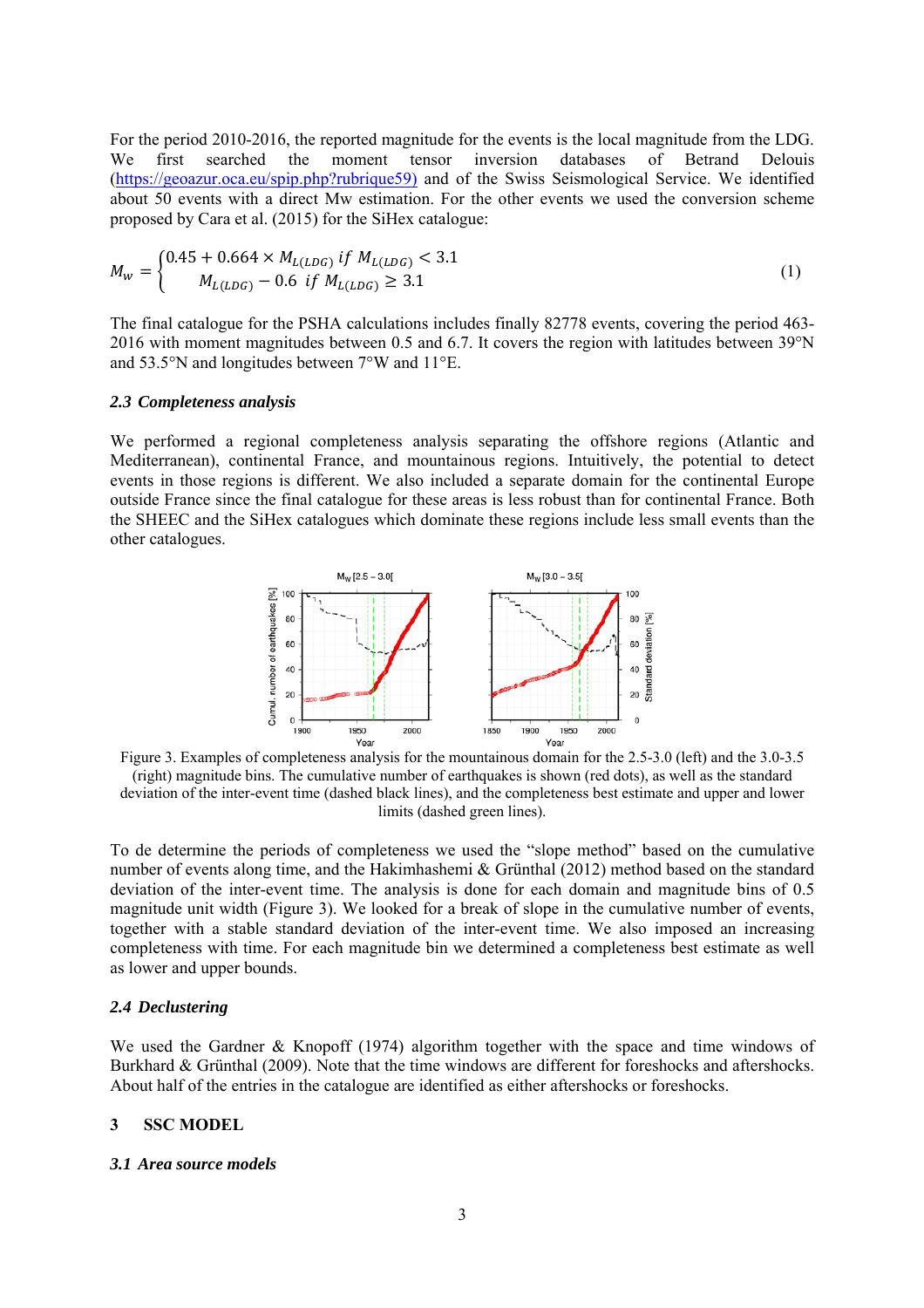For the period 2010-2016, the reported magnitude for the events is the local magnitude from the LDG. We first searched the moment tensor inversion databases of Betrand Delouis (https://geoazur.oca.eu/spip.php?rubrique59) and of the Swiss Seismological Service. We identified about 50 events with a direct Mw estimation. For the other events we used the conversion scheme proposed by Cara et al. (2015) for the SiHex catalogue:

$$M_w = \begin{cases} 0.45 + 0.664 \times M_{L(LDG)} \ if \ M_{L(LDG)} < 3.1 \\ M_{L(LDG)} - 0.6 \ \ if \ M_{L(LDG)} \geq 3.1 \end{cases} \quad (1)$$

The final catalogue for the PSHA calculations includes finally 82778 events, covering the period 463-2016 with moment magnitudes between 0.5 and 6.7. It covers the region with latitudes between 39°N and 53.5°N and longitudes between 7°W and 11°E.

### *2.3 Completeness analysis*

We performed a regional completeness analysis separating the offshore regions (Atlantic and Mediterranean), continental France, and mountainous regions. Intuitively, the potential to detect events in those regions is different. We also included a separate domain for the continental Europe outside France since the final catalogue for these areas is less robust than for continental France. Both the SHEEC and the SiHex catalogues which dominate these regions include less small events than the other catalogues.

Figure 3. Examples of completeness analysis for the mountainous domain for the 2.5-3.0 (left) and the 3.0-3.5 (right) magnitude bins. The cumulative number of earthquakes is shown (red dots), as well as the standard deviation of the inter-event time (dashed black lines), and the completeness best estimate and upper and lower limits (dashed green lines).

To de determine the periods of completeness we used the "slope method" based on the cumulative number of events along time, and the Hakimhashemi & Grünthal (2012) method based on the standard deviation of the inter-event time. The analysis is done for each domain and magnitude bins of 0.5 magnitude unit width (Figure 3). We looked for a break of slope in the cumulative number of events, together with a stable standard deviation of the inter-event time. We also imposed an increasing completeness with time. For each magnitude bin we determined a completeness best estimate as well as lower and upper bounds.

### *2.4 Declustering*

We used the Gardner & Knopoff (1974) algorithm together with the space and time windows of Burkhard & Grünthal (2009). Note that the time windows are different for foreshocks and aftershocks. About half of the entries in the catalogue are identified as either aftershocks or foreshocks.

## 3 SSC MODEL

### *3.1 Area source models*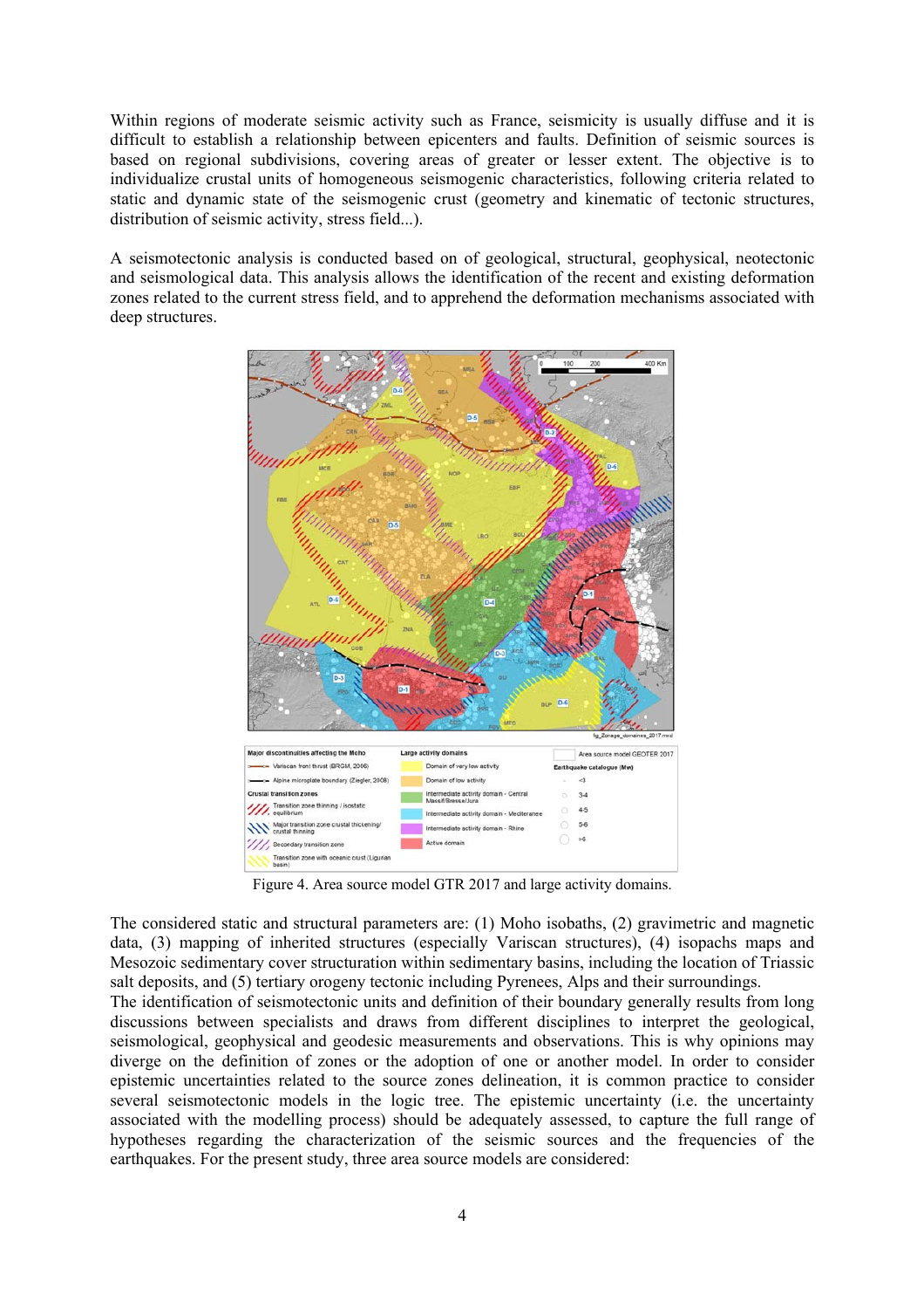Within regions of moderate seismic activity such as France, seismicity is usually diffuse and it is difficult to establish a relationship between epicenters and faults. Definition of seismic sources is based on regional subdivisions, covering areas of greater or lesser extent. The objective is to individualize crustal units of homogeneous seismogenic characteristics, following criteria related to static and dynamic state of the seismogenic crust (geometry and kinematic of tectonic structures, distribution of seismic activity, stress field...).

A seismotectonic analysis is conducted based on of geological, structural, geophysical, neotectonic and seismological data. This analysis allows the identification of the recent and existing deformation zones related to the current stress field, and to apprehend the deformation mechanisms associated with deep structures.

Figure 4. Area source model GTR 2017 and large activity domains.

The considered static and structural parameters are: (1) Moho isobaths, (2) gravimetric and magnetic data, (3) mapping of inherited structures (especially Variscan structures), (4) isopachs maps and Mesozoic sedimentary cover structuration within sedimentary basins, including the location of Triassic salt deposits, and (5) tertiary orogeny tectonic including Pyrenees, Alps and their surroundings.
The identification of seismotectonic units and definition of their boundary generally results from long discussions between specialists and draws from different disciplines to interpret the geological, seismological, geophysical and geodesic measurements and observations. This is why opinions may diverge on the definition of zones or the adoption of one or another model. In order to consider epistemic uncertainties related to the source zones delineation, it is common practice to consider several seismotectonic models in the logic tree. The epistemic uncertainty (i.e. the uncertainty associated with the modelling process) should be adequately assessed, to capture the full range of hypotheses regarding the characterization of the seismic sources and the frequencies of the earthquakes. For the present study, three area source models are considered: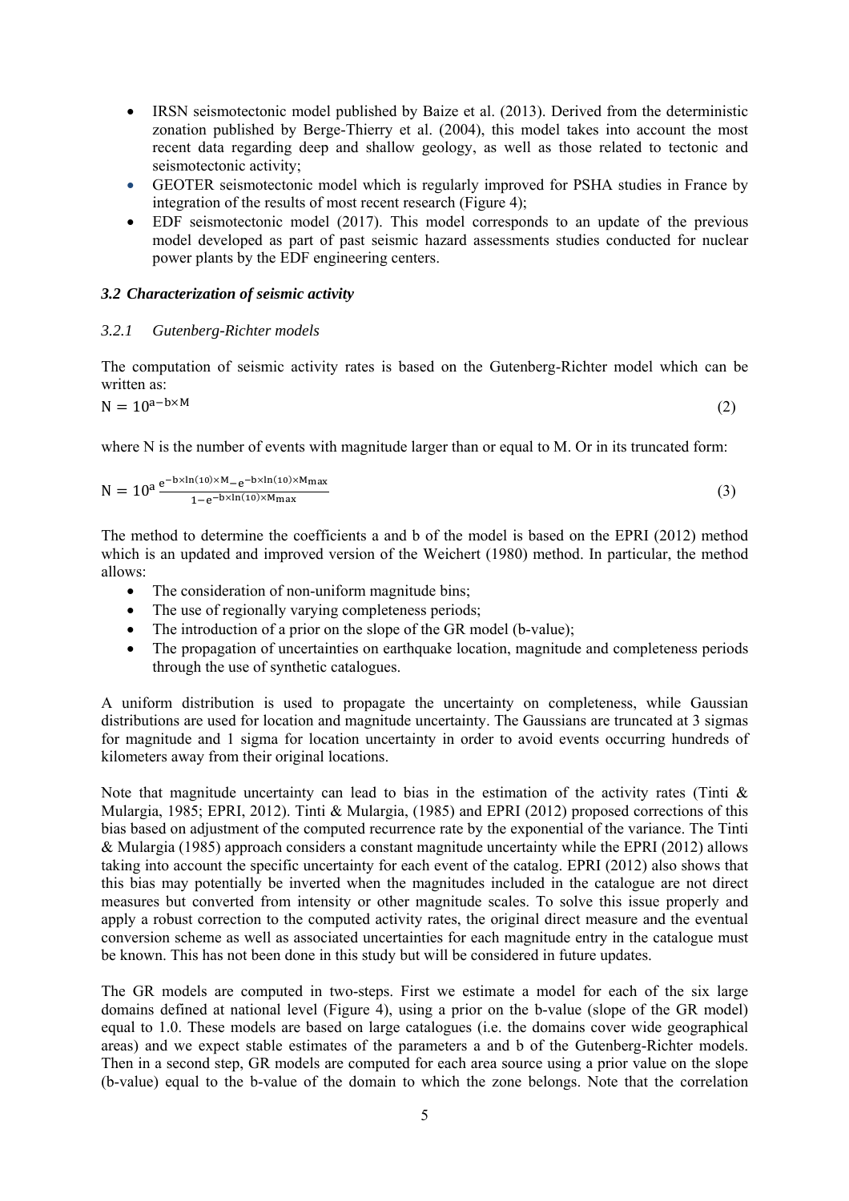- IRSN seismotectonic model published by Baize et al. (2013). Derived from the deterministic zonation published by Berge-Thierry et al. (2004), this model takes into account the most recent data regarding deep and shallow geology, as well as those related to tectonic and seismotectonic activity;
- GEOTER seismotectonic model which is regularly improved for PSHA studies in France by integration of the results of most recent research (Figure 4);
- EDF seismotectonic model (2017). This model corresponds to an update of the previous model developed as part of past seismic hazard assessments studies conducted for nuclear power plants by the EDF engineering centers.

### *3.2 Characterization of seismic activity*

#### *3.2.1 Gutenberg-Richter models*

The computation of seismic activity rates is based on the Gutenberg-Richter model which can be written as:

$$N = 10^{a-b\times M} \tag{2}$$

where N is the number of events with magnitude larger than or equal to M. Or in its truncated form:

$$N = 10^{a}\,\frac{e^{-b\times\ln(10)\times M} - e^{-b\times\ln(10)\times M_{max}}}{1-e^{-b\times\ln(10)\times M_{max}}} \tag{3}$$

The method to determine the coefficients a and b of the model is based on the EPRI (2012) method which is an updated and improved version of the Weichert (1980) method. In particular, the method allows:

- The consideration of non-uniform magnitude bins;
- The use of regionally varying completeness periods;
- The introduction of a prior on the slope of the GR model (b-value);
- The propagation of uncertainties on earthquake location, magnitude and completeness periods through the use of synthetic catalogues.

A uniform distribution is used to propagate the uncertainty on completeness, while Gaussian distributions are used for location and magnitude uncertainty. The Gaussians are truncated at 3 sigmas for magnitude and 1 sigma for location uncertainty in order to avoid events occurring hundreds of kilometers away from their original locations.

Note that magnitude uncertainty can lead to bias in the estimation of the activity rates (Tinti & Mulargia, 1985; EPRI, 2012). Tinti & Mulargia, (1985) and EPRI (2012) proposed corrections of this bias based on adjustment of the computed recurrence rate by the exponential of the variance. The Tinti & Mulargia (1985) approach considers a constant magnitude uncertainty while the EPRI (2012) allows taking into account the specific uncertainty for each event of the catalog. EPRI (2012) also shows that this bias may potentially be inverted when the magnitudes included in the catalogue are not direct measures but converted from intensity or other magnitude scales. To solve this issue properly and apply a robust correction to the computed activity rates, the original direct measure and the eventual conversion scheme as well as associated uncertainties for each magnitude entry in the catalogue must be known. This has not been done in this study but will be considered in future updates.

The GR models are computed in two-steps. First we estimate a model for each of the six large domains defined at national level (Figure 4), using a prior on the b-value (slope of the GR model) equal to 1.0. These models are based on large catalogues (i.e. the domains cover wide geographical areas) and we expect stable estimates of the parameters a and b of the Gutenberg-Richter models. Then in a second step, GR models are computed for each area source using a prior value on the slope (b-value) equal to the b-value of the domain to which the zone belongs. Note that the correlation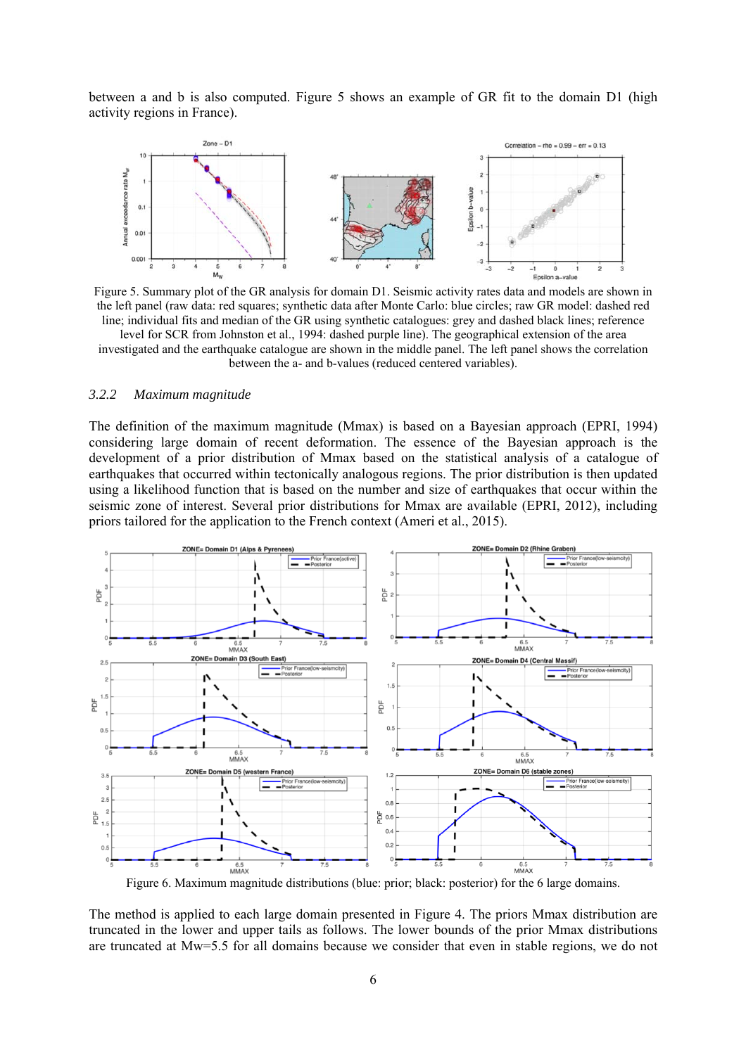between a and b is also computed. Figure 5 shows an example of GR fit to the domain D1 (high activity regions in France).

Figure 5. Summary plot of the GR analysis for domain D1. Seismic activity rates data and models are shown in the left panel (raw data: red squares; synthetic data after Monte Carlo: blue circles; raw GR model: dashed red line; individual fits and median of the GR using synthetic catalogues: grey and dashed black lines; reference level for SCR from Johnston et al., 1994: dashed purple line). The geographical extension of the area investigated and the earthquake catalogue are shown in the middle panel. The left panel shows the correlation between the a- and b-values (reduced centered variables).

### 3.2.2 *Maximum magnitude*

The definition of the maximum magnitude (Mmax) is based on a Bayesian approach (EPRI, 1994) considering large domain of recent deformation. The essence of the Bayesian approach is the development of a prior distribution of Mmax based on the statistical analysis of a catalogue of earthquakes that occurred within tectonically analogous regions. The prior distribution is then updated using a likelihood function that is based on the number and size of earthquakes that occur within the seismic zone of interest. Several prior distributions for Mmax are available (EPRI, 2012), including priors tailored for the application to the French context (Ameri et al., 2015).

Figure 6. Maximum magnitude distributions (blue: prior; black: posterior) for the 6 large domains.

The method is applied to each large domain presented in Figure 4. The priors Mmax distribution are truncated in the lower and upper tails as follows. The lower bounds of the prior Mmax distributions are truncated at Mw=5.5 for all domains because we consider that even in stable regions, we do not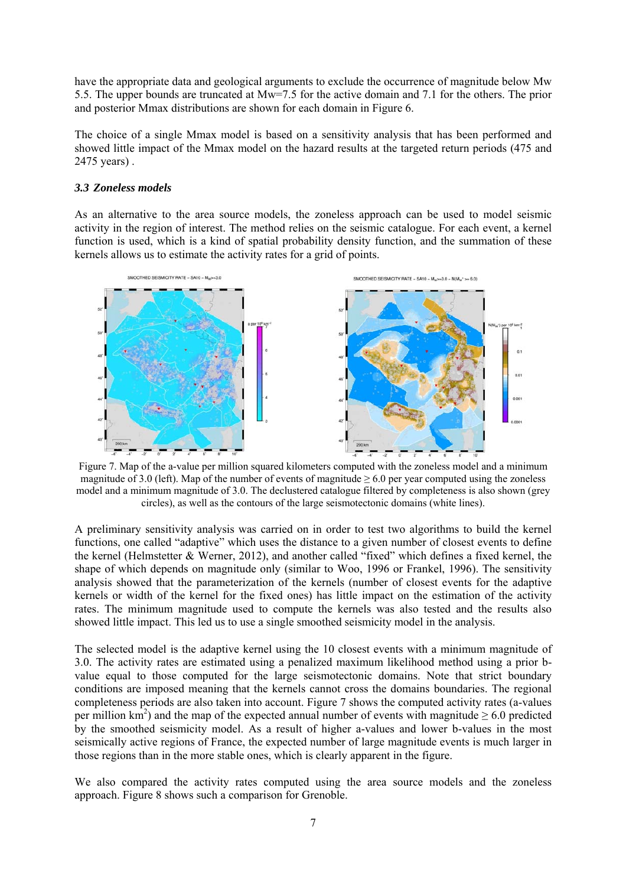have the appropriate data and geological arguments to exclude the occurrence of magnitude below Mw 5.5. The upper bounds are truncated at Mw=7.5 for the active domain and 7.1 for the others. The prior and posterior Mmax distributions are shown for each domain in Figure 6.

The choice of a single Mmax model is based on a sensitivity analysis that has been performed and showed little impact of the Mmax model on the hazard results at the targeted return periods (475 and 2475 years) .

### *3.3 Zoneless models*

As an alternative to the area source models, the zoneless approach can be used to model seismic activity in the region of interest. The method relies on the seismic catalogue. For each event, a kernel function is used, which is a kind of spatial probability density function, and the summation of these kernels allows us to estimate the activity rates for a grid of points.

Figure 7. Map of the a-value per million squared kilometers computed with the zoneless model and a minimum magnitude of 3.0 (left). Map of the number of events of magnitude ≥ 6.0 per year computed using the zoneless model and a minimum magnitude of 3.0. The declustered catalogue filtered by completeness is also shown (grey circles), as well as the contours of the large seismotectonic domains (white lines).

A preliminary sensitivity analysis was carried on in order to test two algorithms to build the kernel functions, one called "adaptive" which uses the distance to a given number of closest events to define the kernel (Helmstetter & Werner, 2012), and another called "fixed" which defines a fixed kernel, the shape of which depends on magnitude only (similar to Woo, 1996 or Frankel, 1996). The sensitivity analysis showed that the parameterization of the kernels (number of closest events for the adaptive kernels or width of the kernel for the fixed ones) has little impact on the estimation of the activity rates. The minimum magnitude used to compute the kernels was also tested and the results also showed little impact. This led us to use a single smoothed seismicity model in the analysis.

The selected model is the adaptive kernel using the 10 closest events with a minimum magnitude of 3.0. The activity rates are estimated using a penalized maximum likelihood method using a prior b-value equal to those computed for the large seismotectonic domains. Note that strict boundary conditions are imposed meaning that the kernels cannot cross the domains boundaries. The regional completeness periods are also taken into account. Figure 7 shows the computed activity rates (a-values per million $km^2$) and the map of the expected annual number of events with magnitude ≥ 6.0 predicted by the smoothed seismicity model. As a result of higher a-values and lower b-values in the most seismically active regions of France, the expected number of large magnitude events is much larger in those regions than in the more stable ones, which is clearly apparent in the figure.

We also compared the activity rates computed using the area source models and the zoneless approach. Figure 8 shows such a comparison for Grenoble.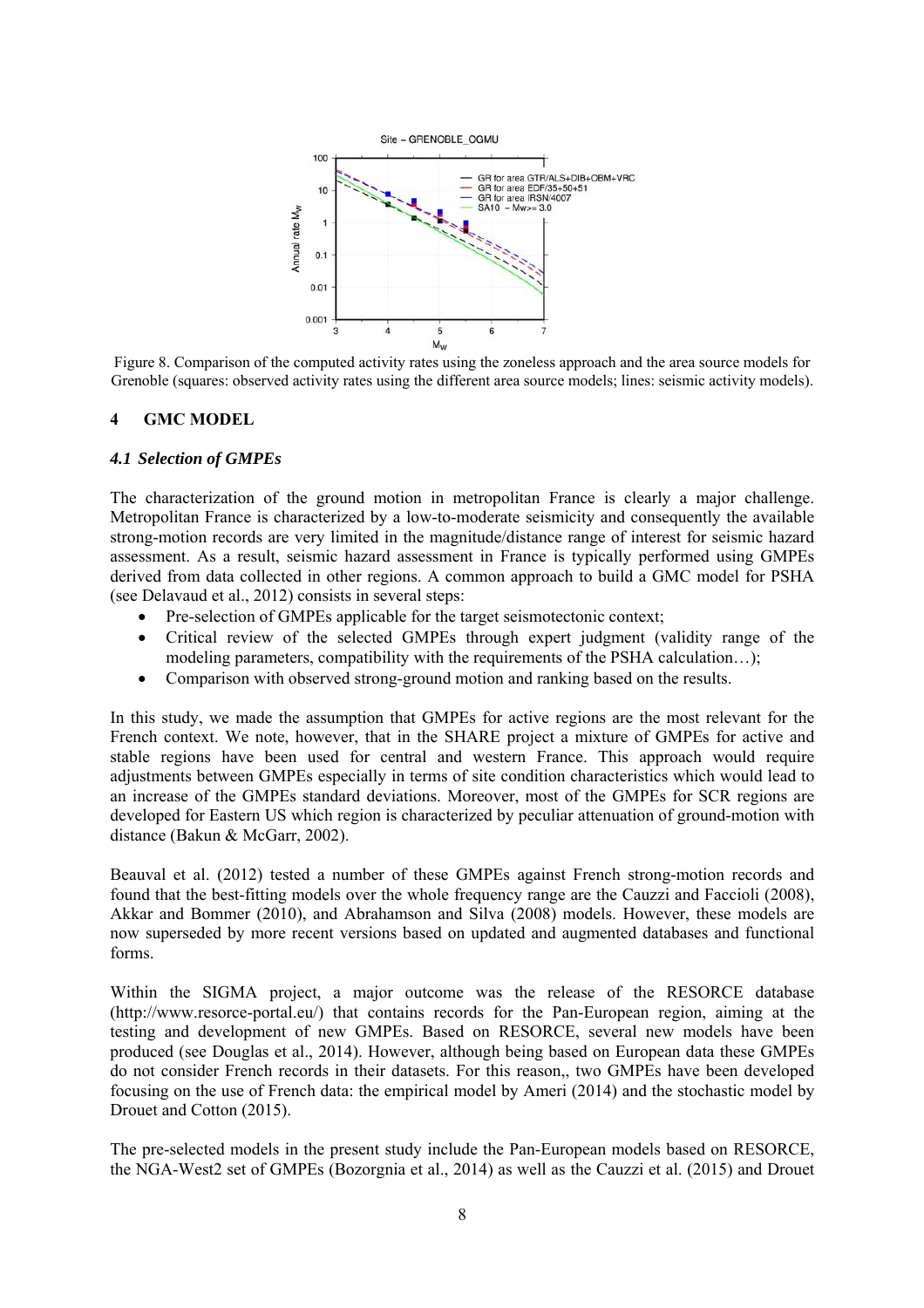Figure 8. Comparison of the computed activity rates using the zoneless approach and the area source models for Grenoble (squares: observed activity rates using the different area source models; lines: seismic activity models).

## 4 GMC MODEL

### *4.1 Selection of GMPEs*

The characterization of the ground motion in metropolitan France is clearly a major challenge. Metropolitan France is characterized by a low-to-moderate seismicity and consequently the available strong-motion records are very limited in the magnitude/distance range of interest for seismic hazard assessment. As a result, seismic hazard assessment in France is typically performed using GMPEs derived from data collected in other regions. A common approach to build a GMC model for PSHA (see Delavaud et al., 2012) consists in several steps:

- Pre-selection of GMPEs applicable for the target seismotectonic context;
- Critical review of the selected GMPEs through expert judgment (validity range of the modeling parameters, compatibility with the requirements of the PSHA calculation…);
- Comparison with observed strong-ground motion and ranking based on the results.

In this study, we made the assumption that GMPEs for active regions are the most relevant for the French context. We note, however, that in the SHARE project a mixture of GMPEs for active and stable regions have been used for central and western France. This approach would require adjustments between GMPEs especially in terms of site condition characteristics which would lead to an increase of the GMPEs standard deviations. Moreover, most of the GMPEs for SCR regions are developed for Eastern US which region is characterized by peculiar attenuation of ground-motion with distance (Bakun & McGarr, 2002).

Beauval et al. (2012) tested a number of these GMPEs against French strong-motion records and found that the best-fitting models over the whole frequency range are the Cauzzi and Faccioli (2008), Akkar and Bommer (2010), and Abrahamson and Silva (2008) models. However, these models are now superseded by more recent versions based on updated and augmented databases and functional forms.

Within the SIGMA project, a major outcome was the release of the RESORCE database (http://www.resorce-portal.eu/) that contains records for the Pan-European region, aiming at the testing and development of new GMPEs. Based on RESORCE, several new models have been produced (see Douglas et al., 2014). However, although being based on European data these GMPEs do not consider French records in their datasets. For this reason,, two GMPEs have been developed focusing on the use of French data: the empirical model by Ameri (2014) and the stochastic model by Drouet and Cotton (2015).

The pre-selected models in the present study include the Pan-European models based on RESORCE, the NGA-West2 set of GMPEs (Bozorgnia et al., 2014) as well as the Cauzzi et al. (2015) and Drouet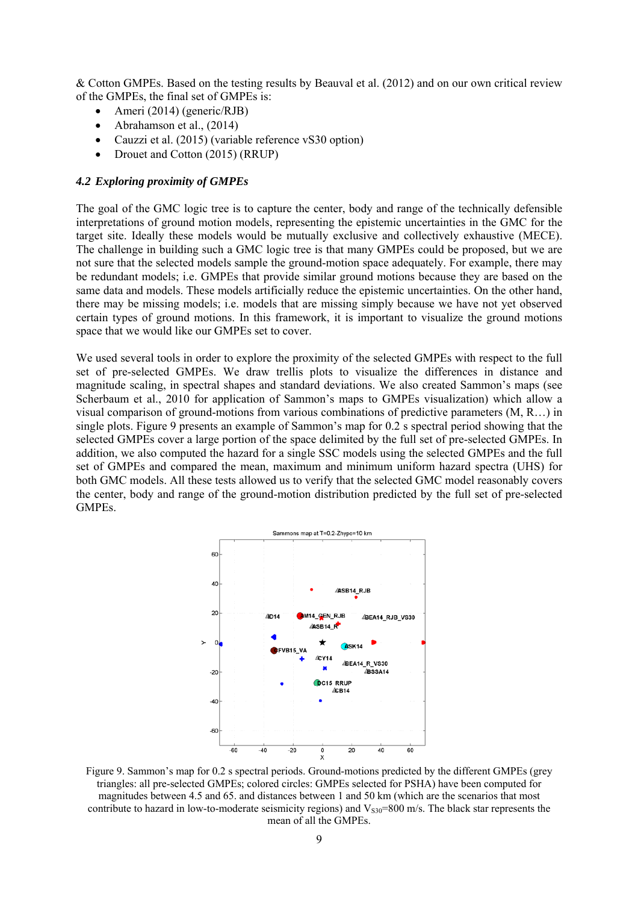& Cotton GMPEs. Based on the testing results by Beauval et al. (2012) and on our own critical review of the GMPEs, the final set of GMPEs is:

- Ameri (2014) (generic/RJB)
- Abrahamson et al., (2014)
- Cauzzi et al. (2015) (variable reference vS30 option)
- Drouet and Cotton (2015) (RRUP)

### *4.2 Exploring proximity of GMPEs*

The goal of the GMC logic tree is to capture the center, body and range of the technically defensible interpretations of ground motion models, representing the epistemic uncertainties in the GMC for the target site. Ideally these models would be mutually exclusive and collectively exhaustive (MECE). The challenge in building such a GMC logic tree is that many GMPEs could be proposed, but we are not sure that the selected models sample the ground-motion space adequately. For example, there may be redundant models; i.e. GMPEs that provide similar ground motions because they are based on the same data and models. These models artificially reduce the epistemic uncertainties. On the other hand, there may be missing models; i.e. models that are missing simply because we have not yet observed certain types of ground motions. In this framework, it is important to visualize the ground motions space that we would like our GMPEs set to cover.

We used several tools in order to explore the proximity of the selected GMPEs with respect to the full set of pre-selected GMPEs. We draw trellis plots to visualize the differences in distance and magnitude scaling, in spectral shapes and standard deviations. We also created Sammon's maps (see Scherbaum et al., 2010 for application of Sammon's maps to GMPEs visualization) which allow a visual comparison of ground-motions from various combinations of predictive parameters (M, R…) in single plots. Figure 9 presents an example of Sammon's map for 0.2 s spectral period showing that the selected GMPEs cover a large portion of the space delimited by the full set of pre-selected GMPEs. In addition, we also computed the hazard for a single SSC models using the selected GMPEs and the full set of GMPEs and compared the mean, maximum and minimum uniform hazard spectra (UHS) for both GMC models. All these tests allowed us to verify that the selected GMC model reasonably covers the center, body and range of the ground-motion distribution predicted by the full set of pre-selected GMPEs.

Figure 9. Sammon's map for 0.2 s spectral periods. Ground-motions predicted by the different GMPEs (grey triangles: all pre-selected GMPEs; colored circles: GMPEs selected for PSHA) have been computed for magnitudes between 4.5 and 65. and distances between 1 and 50 km (which are the scenarios that most contribute to hazard in low-to-moderate seismicity regions) and $V_{S30}$=800 m/s. The black star represents the mean of all the GMPEs.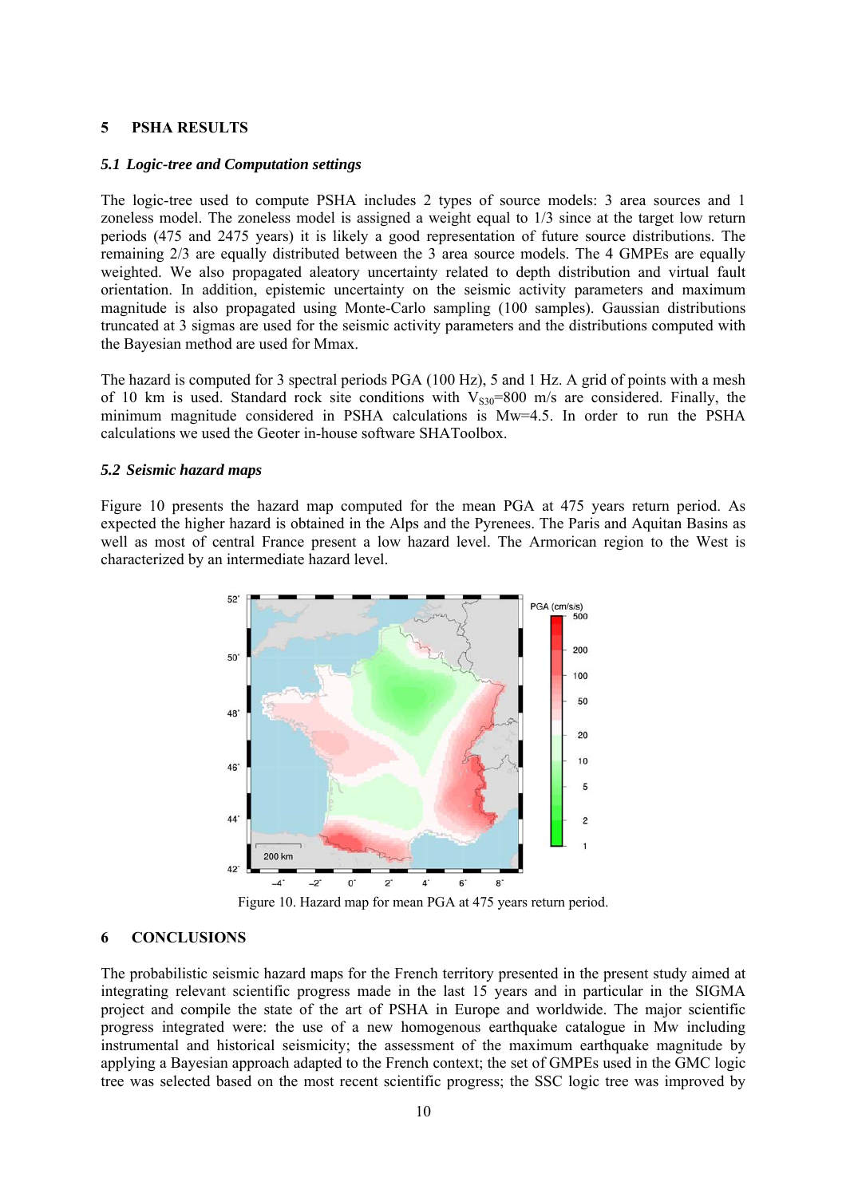## 5 PSHA RESULTS

### 5.1 Logic-tree and Computation settings

The logic-tree used to compute PSHA includes 2 types of source models: 3 area sources and 1 zoneless model. The zoneless model is assigned a weight equal to 1/3 since at the target low return periods (475 and 2475 years) it is likely a good representation of future source distributions. The remaining 2/3 are equally distributed between the 3 area source models. The 4 GMPEs are equally weighted. We also propagated aleatory uncertainty related to depth distribution and virtual fault orientation. In addition, epistemic uncertainty on the seismic activity parameters and maximum magnitude is also propagated using Monte-Carlo sampling (100 samples). Gaussian distributions truncated at 3 sigmas are used for the seismic activity parameters and the distributions computed with the Bayesian method are used for Mmax.

The hazard is computed for 3 spectral periods PGA (100 Hz), 5 and 1 Hz. A grid of points with a mesh of 10 km is used. Standard rock site conditions with $V_{S30}$=800 m/s are considered. Finally, the minimum magnitude considered in PSHA calculations is Mw=4.5. In order to run the PSHA calculations we used the Geoter in-house software SHAToolbox.

### 5.2 Seismic hazard maps

Figure 10 presents the hazard map computed for the mean PGA at 475 years return period. As expected the higher hazard is obtained in the Alps and the Pyrenees. The Paris and Aquitan Basins as well as most of central France present a low hazard level. The Armorican region to the West is characterized by an intermediate hazard level.

Figure 10. Hazard map for mean PGA at 475 years return period.

## 6 CONCLUSIONS

The probabilistic seismic hazard maps for the French territory presented in the present study aimed at integrating relevant scientific progress made in the last 15 years and in particular in the SIGMA project and compile the state of the art of PSHA in Europe and worldwide. The major scientific progress integrated were: the use of a new homogenous earthquake catalogue in Mw including instrumental and historical seismicity; the assessment of the maximum earthquake magnitude by applying a Bayesian approach adapted to the French context; the set of GMPEs used in the GMC logic tree was selected based on the most recent scientific progress; the SSC logic tree was improved by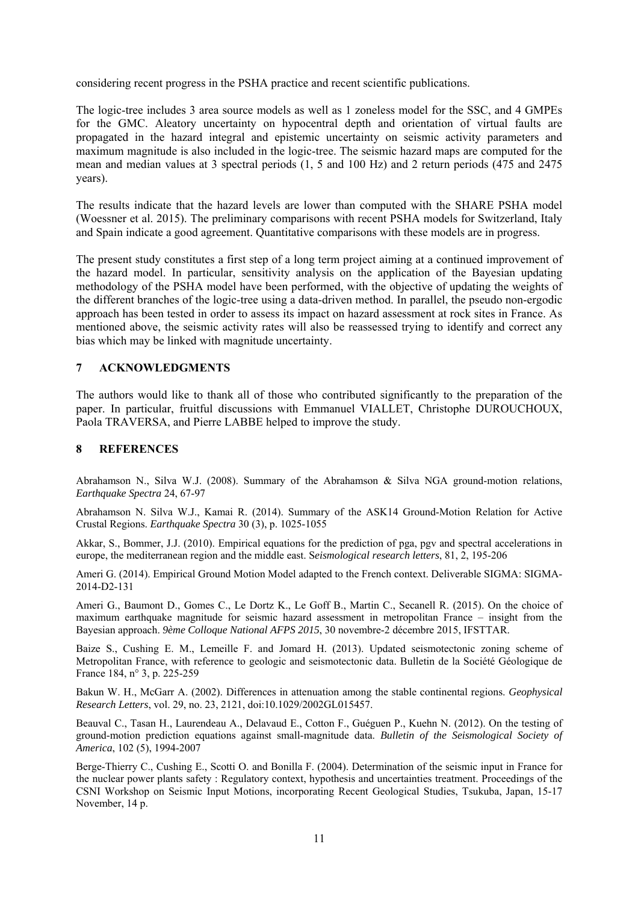considering recent progress in the PSHA practice and recent scientific publications.

The logic-tree includes 3 area source models as well as 1 zoneless model for the SSC, and 4 GMPEs for the GMC. Aleatory uncertainty on hypocentral depth and orientation of virtual faults are propagated in the hazard integral and epistemic uncertainty on seismic activity parameters and maximum magnitude is also included in the logic-tree. The seismic hazard maps are computed for the mean and median values at 3 spectral periods (1, 5 and 100 Hz) and 2 return periods (475 and 2475 years).

The results indicate that the hazard levels are lower than computed with the SHARE PSHA model (Woessner et al. 2015). The preliminary comparisons with recent PSHA models for Switzerland, Italy and Spain indicate a good agreement. Quantitative comparisons with these models are in progress.

The present study constitutes a first step of a long term project aiming at a continued improvement of the hazard model. In particular, sensitivity analysis on the application of the Bayesian updating methodology of the PSHA model have been performed, with the objective of updating the weights of the different branches of the logic-tree using a data-driven method. In parallel, the pseudo non-ergodic approach has been tested in order to assess its impact on hazard assessment at rock sites in France. As mentioned above, the seismic activity rates will also be reassessed trying to identify and correct any bias which may be linked with magnitude uncertainty.

## 7 ACKNOWLEDGMENTS

The authors would like to thank all of those who contributed significantly to the preparation of the paper. In particular, fruitful discussions with Emmanuel VIALLET, Christophe DUROUCHOUX, Paola TRAVERSA, and Pierre LABBE helped to improve the study.

## 8 REFERENCES

Abrahamson N., Silva W.J. (2008). Summary of the Abrahamson & Silva NGA ground-motion relations, *Earthquake Spectra* 24, 67-97

Abrahamson N. Silva W.J., Kamai R. (2014). Summary of the ASK14 Ground-Motion Relation for Active Crustal Regions. *Earthquake Spectra* 30 (3), p. 1025-1055

Akkar, S., Bommer, J.J. (2010). Empirical equations for the prediction of pga, pgv and spectral accelerations in europe, the mediterranean region and the middle east. S*eismological research letters*, 81, 2, 195-206

Ameri G. (2014). Empirical Ground Motion Model adapted to the French context. Deliverable SIGMA: SIGMA-2014-D2-131

Ameri G., Baumont D., Gomes C., Le Dortz K., Le Goff B., Martin C., Secanell R. (2015). On the choice of maximum earthquake magnitude for seismic hazard assessment in metropolitan France – insight from the Bayesian approach. *9ème Colloque National AFPS 2015*, 30 novembre-2 décembre 2015, IFSTTAR.

Baize S., Cushing E. M., Lemeille F. and Jomard H. (2013). Updated seismotectonic zoning scheme of Metropolitan France, with reference to geologic and seismotectonic data. Bulletin de la Société Géologique de France 184, n° 3, p. 225-259

Bakun W. H., McGarr A. (2002). Differences in attenuation among the stable continental regions. *Geophysical Research Letters*, vol. 29, no. 23, 2121, doi:10.1029/2002GL015457.

Beauval C., Tasan H., Laurendeau A., Delavaud E., Cotton F., Guéguen P., Kuehn N. (2012). On the testing of ground-motion prediction equations against small-magnitude data. *Bulletin of the Seismological Society of America*, 102 (5), 1994-2007

Berge-Thierry C., Cushing E., Scotti O. and Bonilla F. (2004). Determination of the seismic input in France for the nuclear power plants safety : Regulatory context, hypothesis and uncertainties treatment. Proceedings of the CSNI Workshop on Seismic Input Motions, incorporating Recent Geological Studies, Tsukuba, Japan, 15-17 November, 14 p.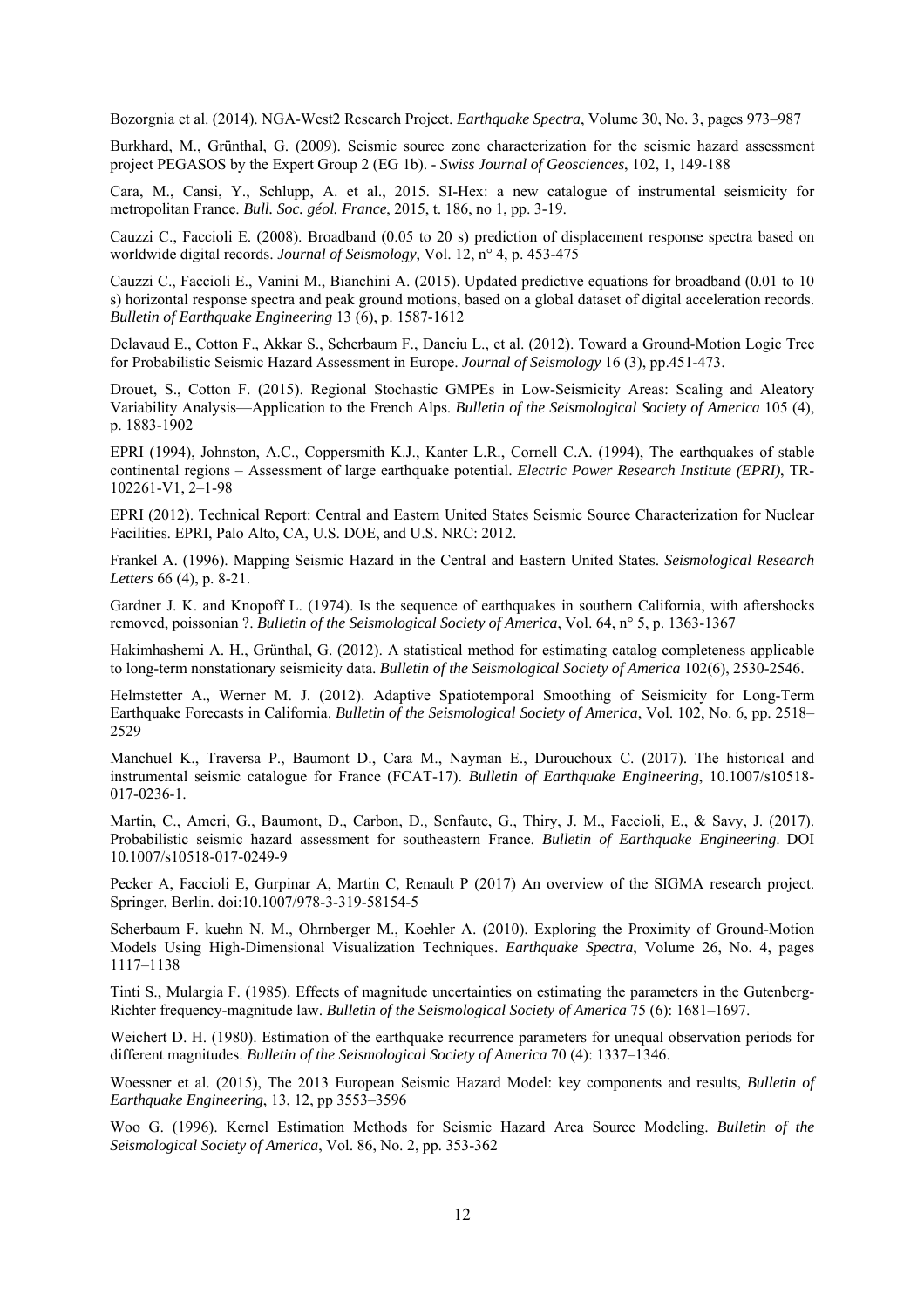Bozorgnia et al. (2014). NGA-West2 Research Project. *Earthquake Spectra*, Volume 30, No. 3, pages 973–987

Burkhard, M., Grünthal, G. (2009). Seismic source zone characterization for the seismic hazard assessment project PEGASOS by the Expert Group 2 (EG 1b). - *Swiss Journal of Geosciences*, 102, 1, 149-188

Cara, M., Cansi, Y., Schlupp, A. et al., 2015. SI-Hex: a new catalogue of instrumental seismicity for metropolitan France. *Bull. Soc. géol. France*, 2015, t. 186, no 1, pp. 3-19.

Cauzzi C., Faccioli E. (2008). Broadband (0.05 to 20 s) prediction of displacement response spectra based on worldwide digital records. *Journal of Seismology*, Vol. 12, n° 4, p. 453-475

Cauzzi C., Faccioli E., Vanini M., Bianchini A. (2015). Updated predictive equations for broadband (0.01 to 10 s) horizontal response spectra and peak ground motions, based on a global dataset of digital acceleration records. *Bulletin of Earthquake Engineering* 13 (6), p. 1587-1612

Delavaud E., Cotton F., Akkar S., Scherbaum F., Danciu L., et al. (2012). Toward a Ground-Motion Logic Tree for Probabilistic Seismic Hazard Assessment in Europe. *Journal of Seismology* 16 (3), pp.451-473.

Drouet, S., Cotton F. (2015). Regional Stochastic GMPEs in Low-Seismicity Areas: Scaling and Aleatory Variability Analysis—Application to the French Alps. *Bulletin of the Seismological Society of America* 105 (4), p. 1883-1902

EPRI (1994), Johnston, A.C., Coppersmith K.J., Kanter L.R., Cornell C.A. (1994), The earthquakes of stable continental regions – Assessment of large earthquake potential. *Electric Power Research Institute (EPRI)*, TR-102261-V1, 2–1-98

EPRI (2012). Technical Report: Central and Eastern United States Seismic Source Characterization for Nuclear Facilities. EPRI, Palo Alto, CA, U.S. DOE, and U.S. NRC: 2012.

Frankel A. (1996). Mapping Seismic Hazard in the Central and Eastern United States. *Seismological Research Letters* 66 (4), p. 8-21.

Gardner J. K. and Knopoff L. (1974). Is the sequence of earthquakes in southern California, with aftershocks removed, poissonian ?. *Bulletin of the Seismological Society of America*, Vol. 64, n° 5, p. 1363-1367

Hakimhashemi A. H., Grünthal, G. (2012). A statistical method for estimating catalog completeness applicable to long-term nonstationary seismicity data. *Bulletin of the Seismological Society of America* 102(6), 2530-2546.

Helmstetter A., Werner M. J. (2012). Adaptive Spatiotemporal Smoothing of Seismicity for Long-Term Earthquake Forecasts in California. *Bulletin of the Seismological Society of America*, Vol. 102, No. 6, pp. 2518–2529

Manchuel K., Traversa P., Baumont D., Cara M., Nayman E., Durouchoux C. (2017). The historical and instrumental seismic catalogue for France (FCAT-17). *Bulletin of Earthquake Engineering*, 10.1007/s10518-017-0236-1.

Martin, C., Ameri, G., Baumont, D., Carbon, D., Senfaute, G., Thiry, J. M., Faccioli, E., & Savy, J. (2017). Probabilistic seismic hazard assessment for southeastern France. *Bulletin of Earthquake Engineering*. DOI 10.1007/s10518-017-0249-9

Pecker A, Faccioli E, Gurpinar A, Martin C, Renault P (2017) An overview of the SIGMA research project. Springer, Berlin. doi:10.1007/978-3-319-58154-5

Scherbaum F. kuehn N. M., Ohrnberger M., Koehler A. (2010). Exploring the Proximity of Ground-Motion Models Using High-Dimensional Visualization Techniques. *Earthquake Spectra*, Volume 26, No. 4, pages 1117–1138

Tinti S., Mulargia F. (1985). Effects of magnitude uncertainties on estimating the parameters in the Gutenberg-Richter frequency-magnitude law. *Bulletin of the Seismological Society of America* 75 (6): 1681–1697.

Weichert D. H. (1980). Estimation of the earthquake recurrence parameters for unequal observation periods for different magnitudes. *Bulletin of the Seismological Society of America* 70 (4): 1337–1346.

Woessner et al. (2015), The 2013 European Seismic Hazard Model: key components and results, *Bulletin of Earthquake Engineering*, 13, 12, pp 3553–3596

Woo G. (1996). Kernel Estimation Methods for Seismic Hazard Area Source Modeling. *Bulletin of the Seismological Society of America*, Vol. 86, No. 2, pp. 353-362